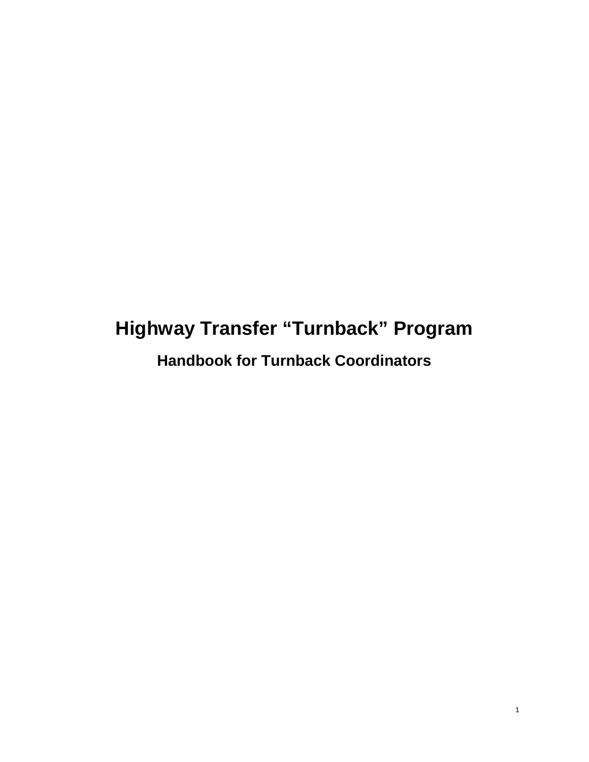# Highway Transfer "Turnback" Program

## Handbook for Turnback Coordinators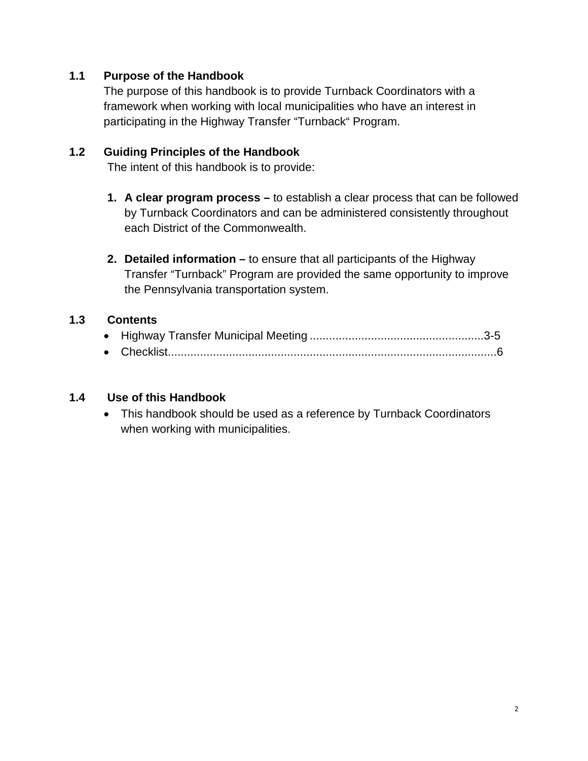## 1.1 Purpose of the Handbook

The purpose of this handbook is to provide Turnback Coordinators with a framework when working with local municipalities who have an interest in participating in the Highway Transfer "Turnback" Program.

## 1.2 Guiding Principles of the Handbook

The intent of this handbook is to provide:

1. **A clear program process –** to establish a clear process that can be followed by Turnback Coordinators and can be administered consistently throughout each District of the Commonwealth.

2. **Detailed information –** to ensure that all participants of the Highway Transfer "Turnback" Program are provided the same opportunity to improve the Pennsylvania transportation system.

## 1.3 Contents

- Highway Transfer Municipal Meeting ......................................................3-5
- Checklist.......................................................................................................6

## 1.4 Use of this Handbook

- This handbook should be used as a reference by Turnback Coordinators when working with municipalities.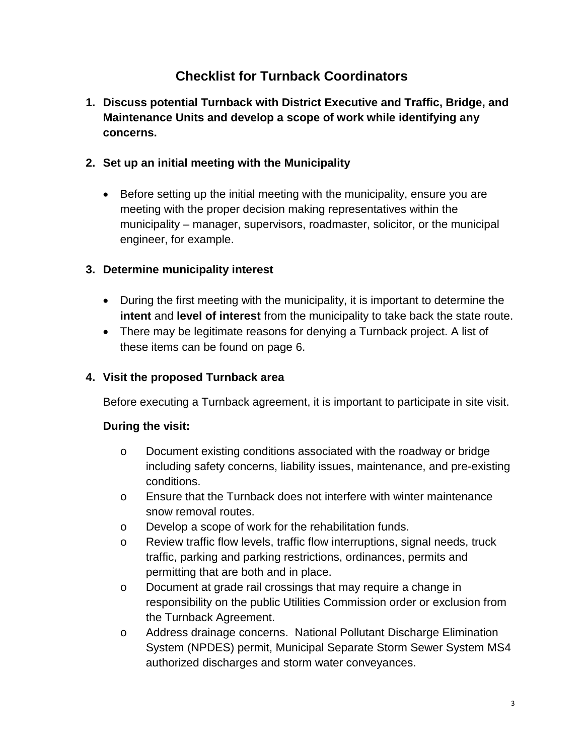# Checklist for Turnback Coordinators

1. **Discuss potential Turnback with District Executive and Traffic, Bridge, and Maintenance Units and develop a scope of work while identifying any concerns.**

2. **Set up an initial meeting with the Municipality**

   - Before setting up the initial meeting with the municipality, ensure you are meeting with the proper decision making representatives within the municipality – manager, supervisors, roadmaster, solicitor, or the municipal engineer, for example.

3. **Determine municipality interest**

   - During the first meeting with the municipality, it is important to determine the **intent** and **level of interest** from the municipality to take back the state route.
   - There may be legitimate reasons for denying a Turnback project. A list of these items can be found on page 6.

4. **Visit the proposed Turnback area**

   Before executing a Turnback agreement, it is important to participate in site visit.

   **During the visit:**

   - Document existing conditions associated with the roadway or bridge including safety concerns, liability issues, maintenance, and pre-existing conditions.
   - Ensure that the Turnback does not interfere with winter maintenance snow removal routes.
   - Develop a scope of work for the rehabilitation funds.
   - Review traffic flow levels, traffic flow interruptions, signal needs, truck traffic, parking and parking restrictions, ordinances, permits and permitting that are both and in place.
   - Document at grade rail crossings that may require a change in responsibility on the public Utilities Commission order or exclusion from the Turnback Agreement.
   - Address drainage concerns. National Pollutant Discharge Elimination System (NPDES) permit, Municipal Separate Storm Sewer System MS4 authorized discharges and storm water conveyances.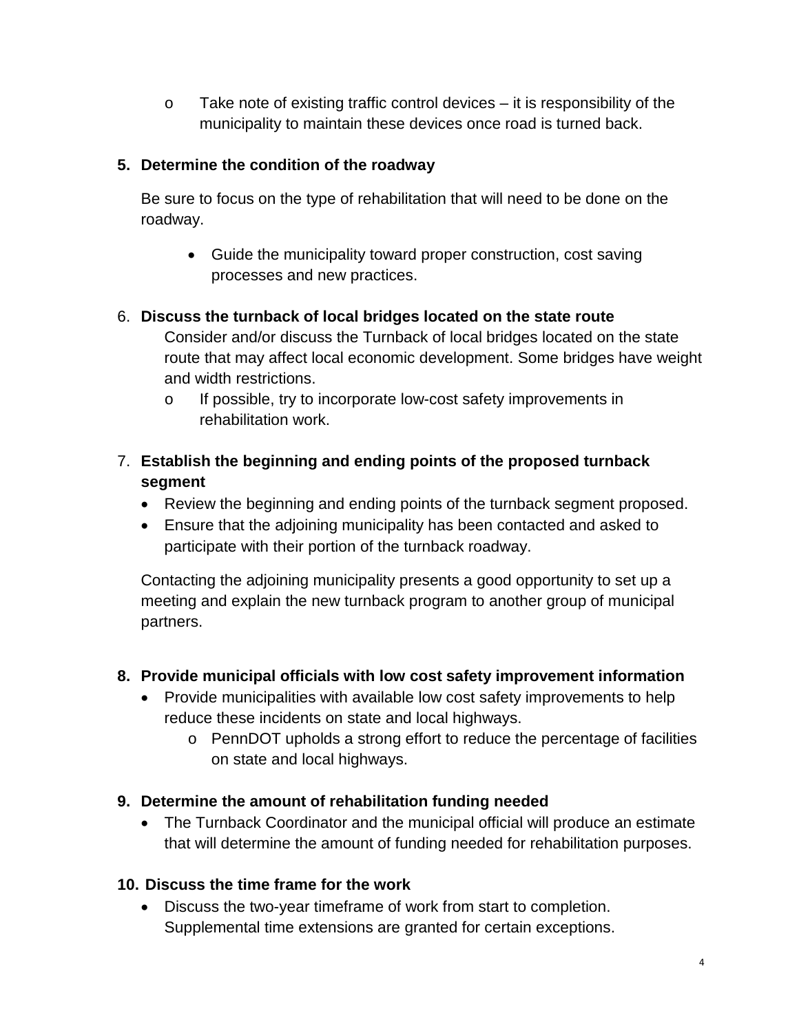- Take note of existing traffic control devices – it is responsibility of the municipality to maintain these devices once road is turned back.

5. **Determine the condition of the roadway**

   Be sure to focus on the type of rehabilitation that will need to be done on the roadway.

   - Guide the municipality toward proper construction, cost saving processes and new practices.

6. **Discuss the turnback of local bridges located on the state route**

   Consider and/or discuss the Turnback of local bridges located on the state route that may affect local economic development. Some bridges have weight and width restrictions.

   - If possible, try to incorporate low-cost safety improvements in rehabilitation work.

7. **Establish the beginning and ending points of the proposed turnback segment**

   - Review the beginning and ending points of the turnback segment proposed.
   - Ensure that the adjoining municipality has been contacted and asked to participate with their portion of the turnback roadway.

   Contacting the adjoining municipality presents a good opportunity to set up a meeting and explain the new turnback program to another group of municipal partners.

8. **Provide municipal officials with low cost safety improvement information**

   - Provide municipalities with available low cost safety improvements to help reduce these incidents on state and local highways.
     - PennDOT upholds a strong effort to reduce the percentage of facilities on state and local highways.

9. **Determine the amount of rehabilitation funding needed**

   - The Turnback Coordinator and the municipal official will produce an estimate that will determine the amount of funding needed for rehabilitation purposes.

10. **Discuss the time frame for the work**

    - Discuss the two-year timeframe of work from start to completion. Supplemental time extensions are granted for certain exceptions.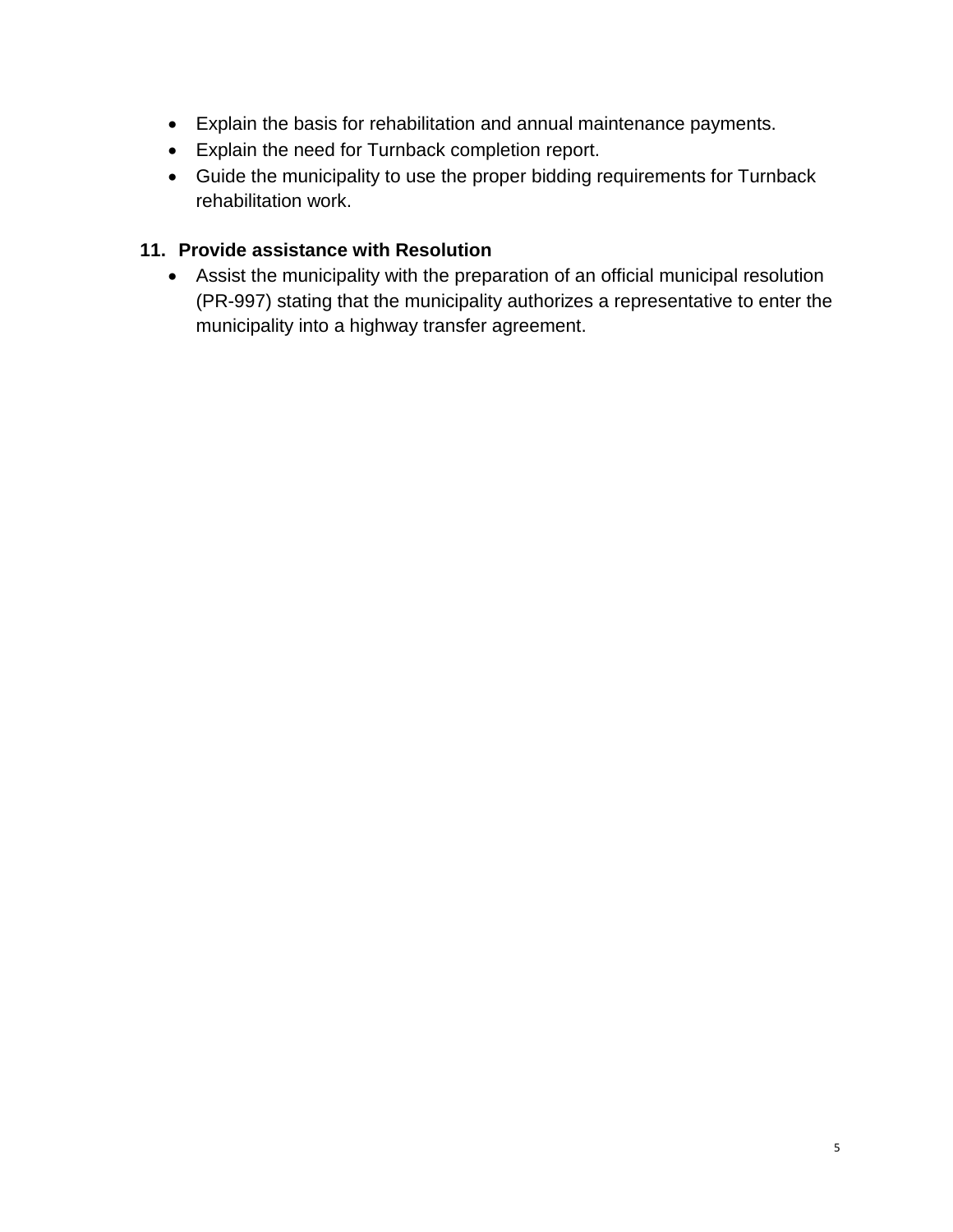- Explain the basis for rehabilitation and annual maintenance payments.
- Explain the need for Turnback completion report.
- Guide the municipality to use the proper bidding requirements for Turnback rehabilitation work.

**11. Provide assistance with Resolution**

- Assist the municipality with the preparation of an official municipal resolution (PR-997) stating that the municipality authorizes a representative to enter the municipality into a highway transfer agreement.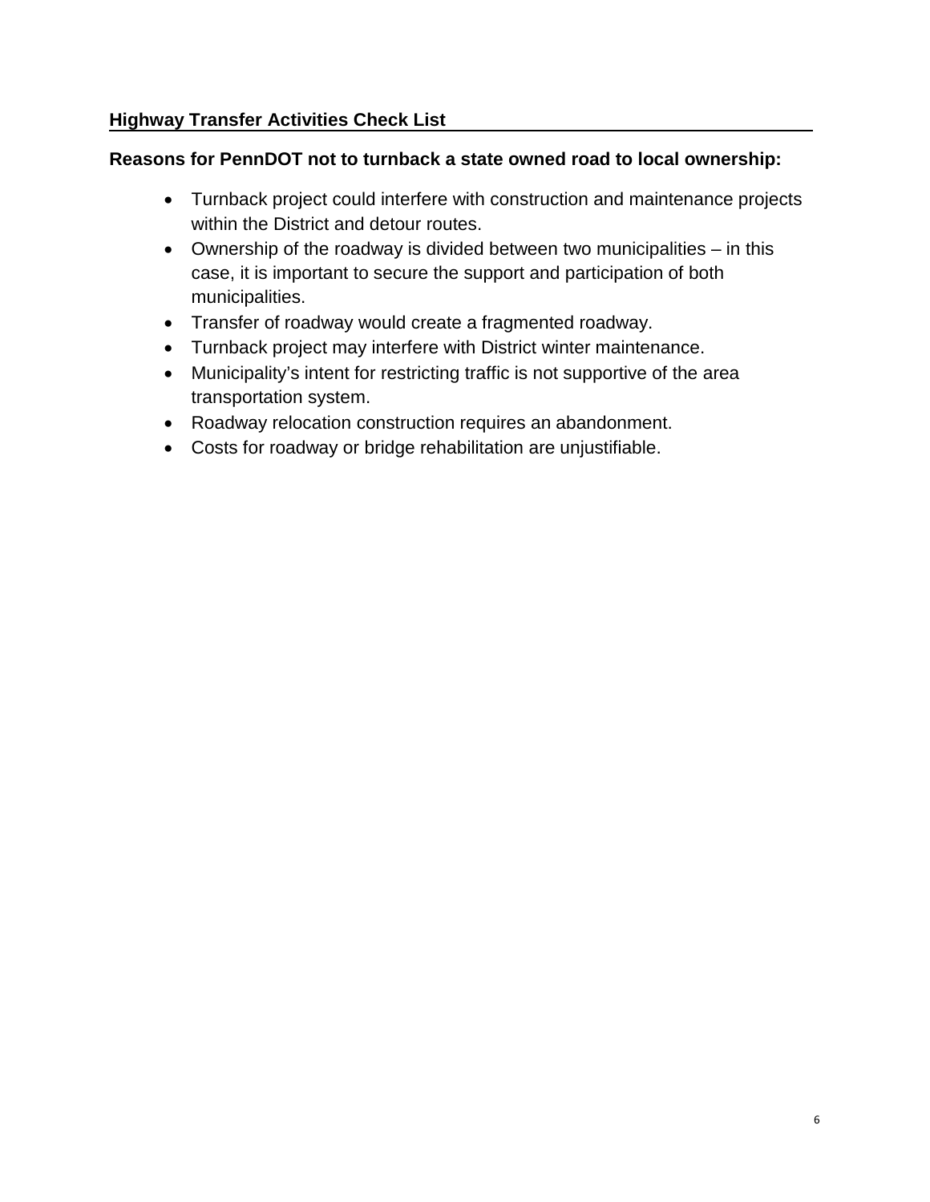**Highway Transfer Activities Check List**

**Reasons for PennDOT not to turnback a state owned road to local ownership:**

- Turnback project could interfere with construction and maintenance projects within the District and detour routes.
- Ownership of the roadway is divided between two municipalities – in this case, it is important to secure the support and participation of both municipalities.
- Transfer of roadway would create a fragmented roadway.
- Turnback project may interfere with District winter maintenance.
- Municipality's intent for restricting traffic is not supportive of the area transportation system.
- Roadway relocation construction requires an abandonment.
- Costs for roadway or bridge rehabilitation are unjustifiable.